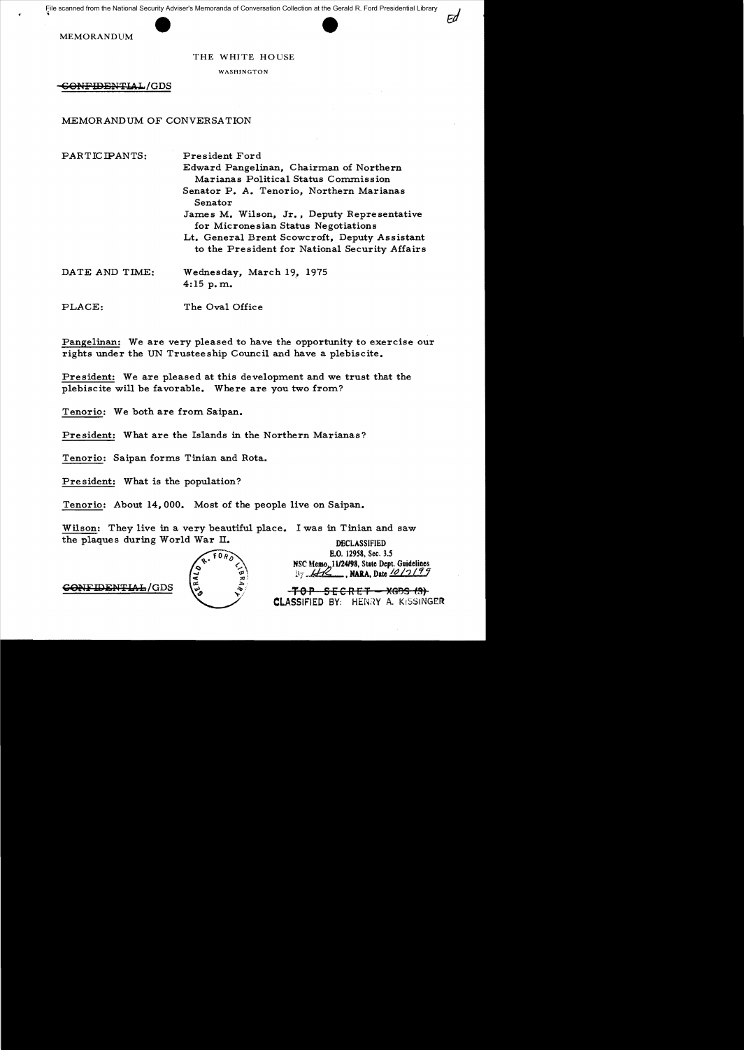File scanned from the National Security Adviser's Memoranda of Conversation Collection at the Gerald R. Ford Presidential Library

MEMORANDUM

THE WHITE HOUSE

WASHINGTON

~~CONFIDENTIAL~~/GDS

MEMORANDUM OF CONVERSATION

PARTICIPANTS: President Ford
Edward Pangelinan, Chairman of Northern Marianas Political Status Commission
Senator P. A. Tenorio, Northern Marianas Senator
James M. Wilson, Jr., Deputy Representative for Micronesian Status Negotiations
Lt. General Brent Scowcroft, Deputy Assistant to the President for National Security Affairs

DATE AND TIME: Wednesday, March 19, 1975
4:15 p.m.

PLACE: The Oval Office

Pangelinan: We are very pleased to have the opportunity to exercise our rights under the UN Trusteeship Council and have a plebiscite.

President: We are pleased at this development and we trust that the plebiscite will be favorable. Where are you two from?

Tenorio: We both are from Saipan.

President: What are the Islands in the Northern Marianas?

Tenorio: Saipan forms Tinian and Rota.

President: What is the population?

Tenorio: About 14,000. Most of the people live on Saipan.

Wilson: They live in a very beautiful place. I was in Tinian and saw the plaques during World War II.

DECLASSIFIED
E.O. 12958, Sec. 3.5
NSC Memo, 11/24/98, State Dept. Guidelines
By HR, NARA, Date 10/7/99

~~CONFIDENTIAL~~/GDS

~~TOP SECRET – XGDS (3)~~
CLASSIFIED BY: HENRY A. KISSINGER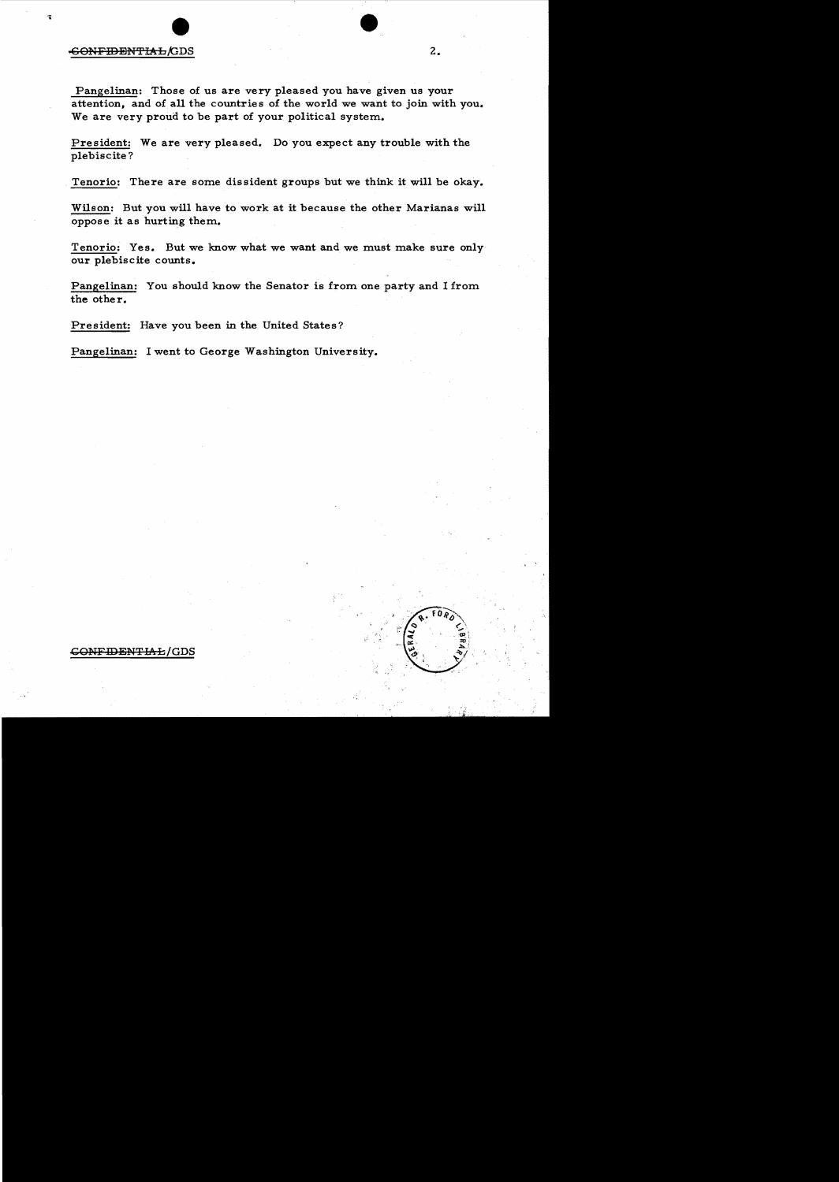Pangelinan: Those of us are very pleased you have given us your attention, and of all the countries of the world we want to join with you. We are very proud to be part of your political system.

President: We are very pleased. Do you expect any trouble with the plebiscite?

Tenorio: There are some dissident groups but we think it will be okay.

Wilson: But you will have to work at it because the other Marianas will oppose it as hurting them.

Tenorio: Yes. But we know what we want and we must make sure only our plebiscite counts.

Pangelinan: You should know the Senator is from one party and I from the other.

President: Have you been in the United States?

Pangelinan: I went to George Washington University.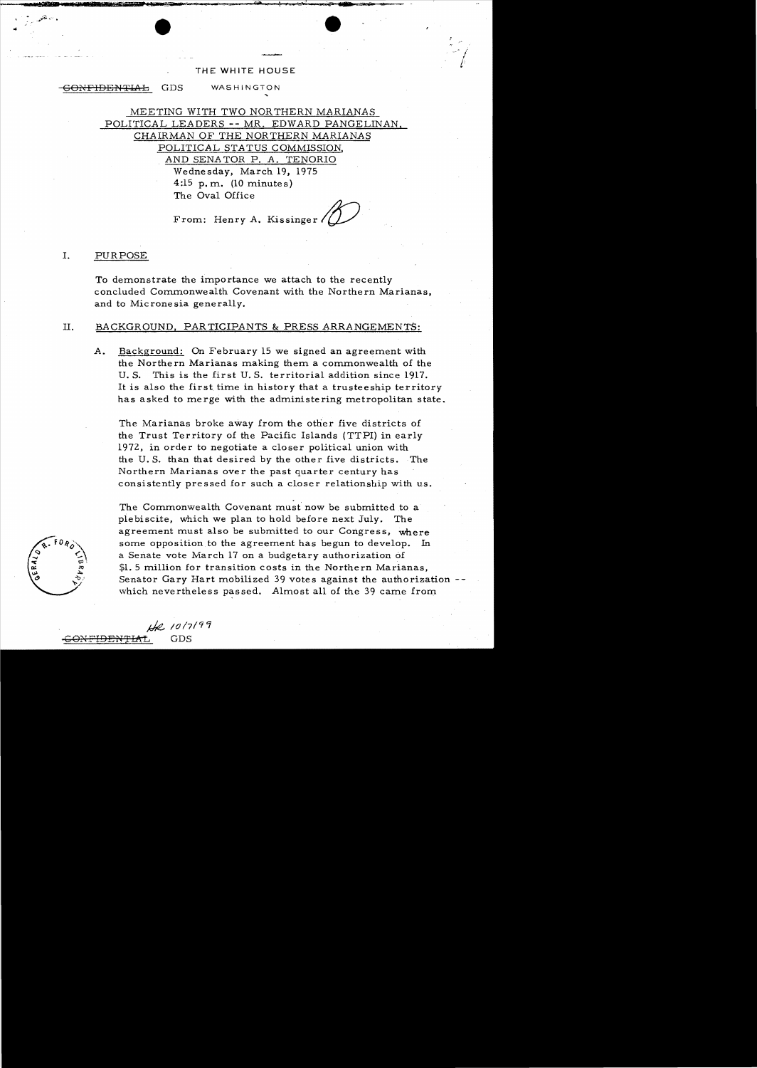THE WHITE HOUSE

~~CONFIDENTIAL~~ GDS WASHINGTON

MEETING WITH TWO NORTHERN MARIANAS POLITICAL LEADERS -- MR. EDWARD PANGELINAN, CHAIRMAN OF THE NORTHERN MARIANAS POLITICAL STATUS COMMISSION, AND SENATOR P. A. TENORIO

Wednesday, March 19, 1975
4:15 p.m. (10 minutes)
The Oval Office

From: Henry A. Kissinger

## I. PURPOSE

To demonstrate the importance we attach to the recently concluded Commonwealth Covenant with the Northern Marianas, and to Micronesia generally.

## II. BACKGROUND, PARTICIPANTS & PRESS ARRANGEMENTS:

A. Background: On February 15 we signed an agreement with the Northern Marianas making them a commonwealth of the U. S. This is the first U. S. territorial addition since 1917. It is also the first time in history that a trusteeship territory has asked to merge with the administering metropolitan state.

The Marianas broke away from the other five districts of the Trust Territory of the Pacific Islands (TTPI) in early 1972, in order to negotiate a closer political union with the U. S. than that desired by the other five districts. The Northern Marianas over the past quarter century has consistently pressed for such a closer relationship with us.

The Commonwealth Covenant must now be submitted to a plebiscite, which we plan to hold before next July. The agreement must also be submitted to our Congress, where some opposition to the agreement has begun to develop. In a Senate vote March 17 on a budgetary authorization of $1.5 million for transition costs in the Northern Marianas, Senator Gary Hart mobilized 39 votes against the authorization -- which nevertheless passed. Almost all of the 39 came from

~~CONFIDENTIAL~~ GDS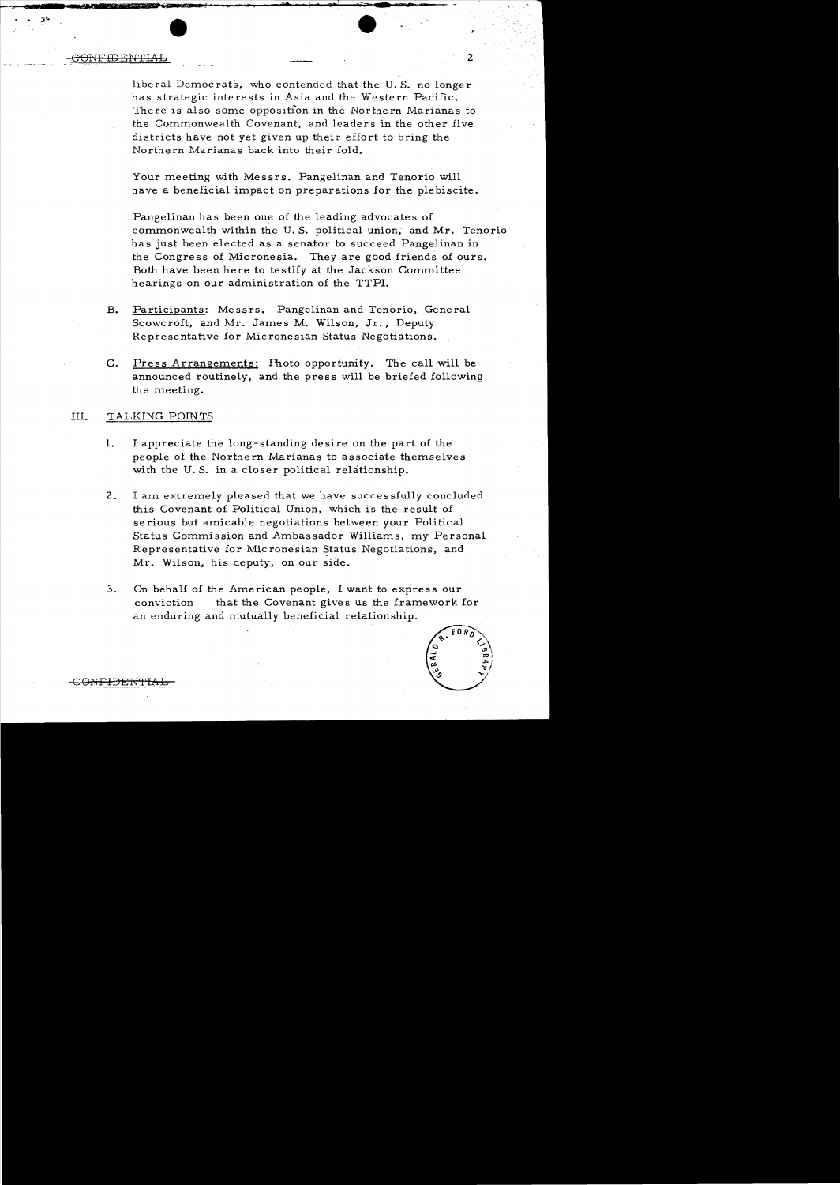liberal Democrats, who contended that the U.S. no longer has strategic interests in Asia and the Western Pacific. There is also some opposition in the Northern Marianas to the Commonwealth Covenant, and leaders in the other five districts have not yet given up their effort to bring the Northern Marianas back into their fold.

Your meeting with Messrs. Pangelinan and Tenorio will have a beneficial impact on preparations for the plebiscite.

Pangelinan has been one of the leading advocates of commonwealth within the U.S. political union, and Mr. Tenorio has just been elected as a senator to succeed Pangelinan in the Congress of Micronesia. They are good friends of ours. Both have been here to testify at the Jackson Committee hearings on our administration of the TTPI.

B. Participants: Messrs. Pangelinan and Tenorio, General Scowcroft, and Mr. James M. Wilson, Jr., Deputy Representative for Micronesian Status Negotiations.

C. Press Arrangements: Photo opportunity. The call will be announced routinely, and the press will be briefed following the meeting.

## III. TALKING POINTS

1. I appreciate the long-standing desire on the part of the people of the Northern Marianas to associate themselves with the U.S. in a closer political relationship.

2. I am extremely pleased that we have successfully concluded this Covenant of Political Union, which is the result of serious but amicable negotiations between your Political Status Commission and Ambassador Williams, my Personal Representative for Micronesian Status Negotiations, and Mr. Wilson, his deputy, on our side.

3. On behalf of the American people, I want to express our conviction that the Covenant gives us the framework for an enduring and mutually beneficial relationship.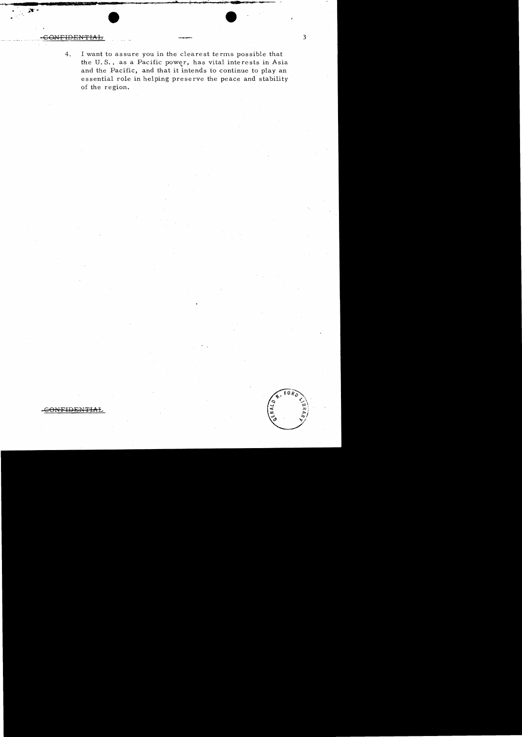~~CONFIDENTIAL~~

4. I want to assure you in the clearest terms possible that the U.S., as a Pacific power, has vital interests in Asia and the Pacific, and that it intends to continue to play an essential role in helping preserve the peace and stability of the region.

~~CONFIDENTIAL~~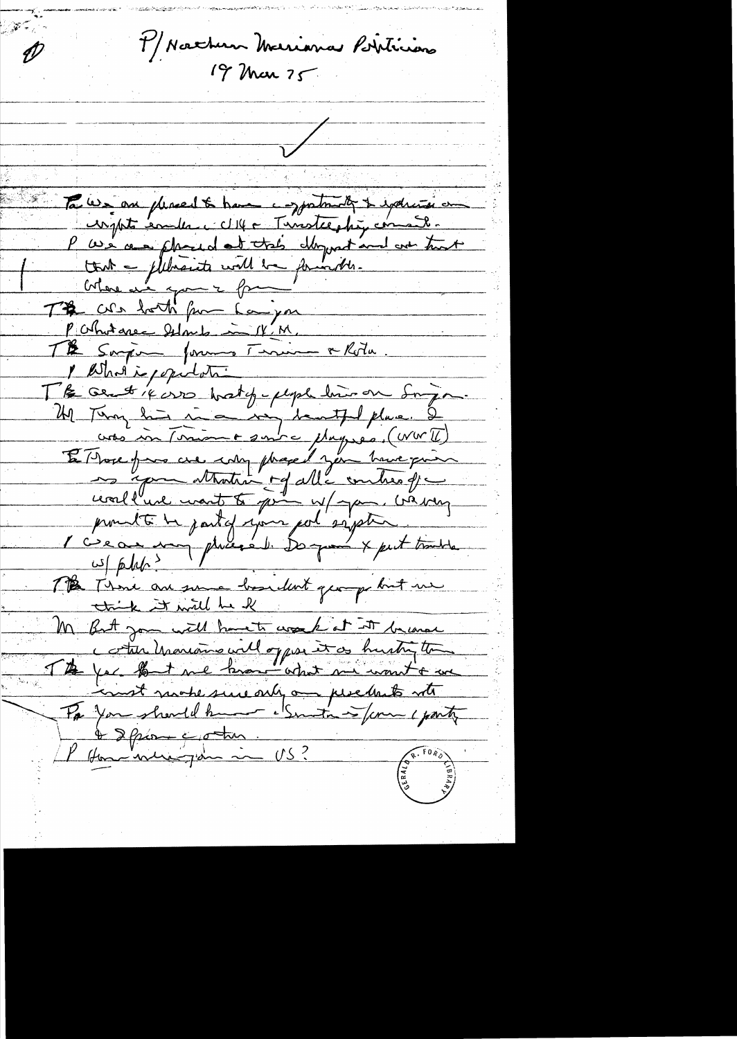P/Northern Mariana Politicians
17 Mar 75

✓

Pa We are pleased to have opportunity to express our appreciation under the U.S. Trusteeship concept.

P We are pleased at this development and we trust that a plebiscite will be favorable.

Where are you from

TB We're both from Saipan

P What area Islands in N.M.

TB Saipan, famous Tinian & Rota.

P What is population

TB About 14,000 half of people live on Saipan.

Ho Tinian his in a very beautiful place. I was in Tinian & some players. (WW II)

E Those of us are very pleased you have given so your attention to all countries of the world we want to join w/ you. We are very proud to be part of your pol system.

P We are very pleased. Do you expect trouble w/ plebiscite?

TB There are some dissident groups but we think it will be OK

M But you will have to work at it because other Marianas will oppose it as hurting them

TB Yes. But we know what we want & we must make sure only our products with

Pa You should know Senator is from 1 party & I from other.

P How were you in US?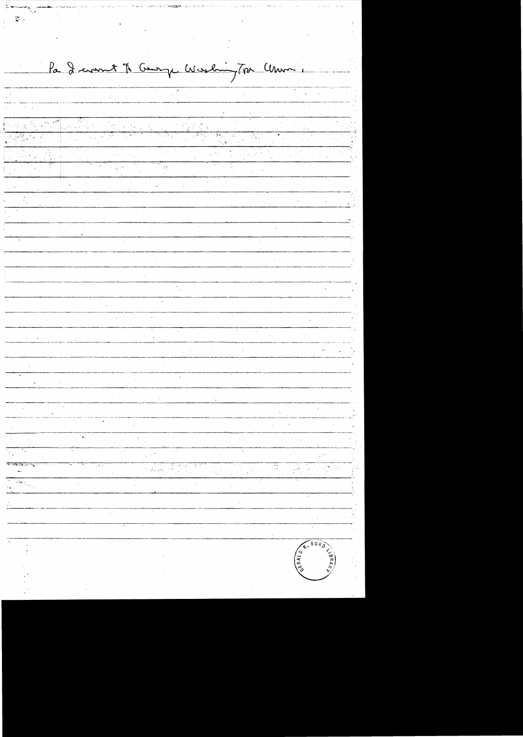Pa I went to George Washington Univ.